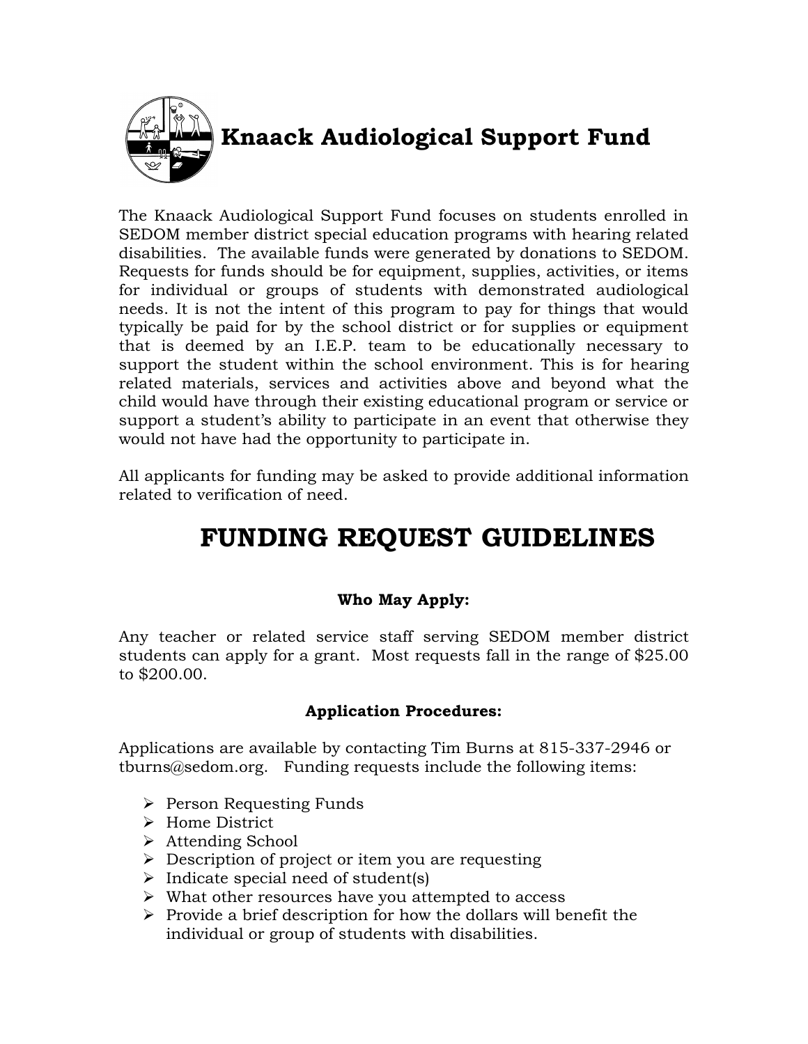# Knaack Audiological Support Fund

The Knaack Audiological Support Fund focuses on students enrolled in SEDOM member district special education programs with hearing related disabilities. The available funds were generated by donations to SEDOM. Requests for funds should be for equipment, supplies, activities, or items for individual or groups of students with demonstrated audiological needs. It is not the intent of this program to pay for things that would typically be paid for by the school district or for supplies or equipment that is deemed by an I.E.P. team to be educationally necessary to support the student within the school environment. This is for hearing related materials, services and activities above and beyond what the child would have through their existing educational program or service or support a student's ability to participate in an event that otherwise they would not have had the opportunity to participate in.

All applicants for funding may be asked to provide additional information related to verification of need.

## FUNDING REQUEST GUIDELINES

### Who May Apply:

Any teacher or related service staff serving SEDOM member district students can apply for a grant. Most requests fall in the range of $25.00 to $200.00.

### Application Procedures:

Applications are available by contacting Tim Burns at 815-337-2946 or tburns@sedom.org. Funding requests include the following items:

- Person Requesting Funds
- Home District
- Attending School
- Description of project or item you are requesting
- Indicate special need of student(s)
- What other resources have you attempted to access
- Provide a brief description for how the dollars will benefit the individual or group of students with disabilities.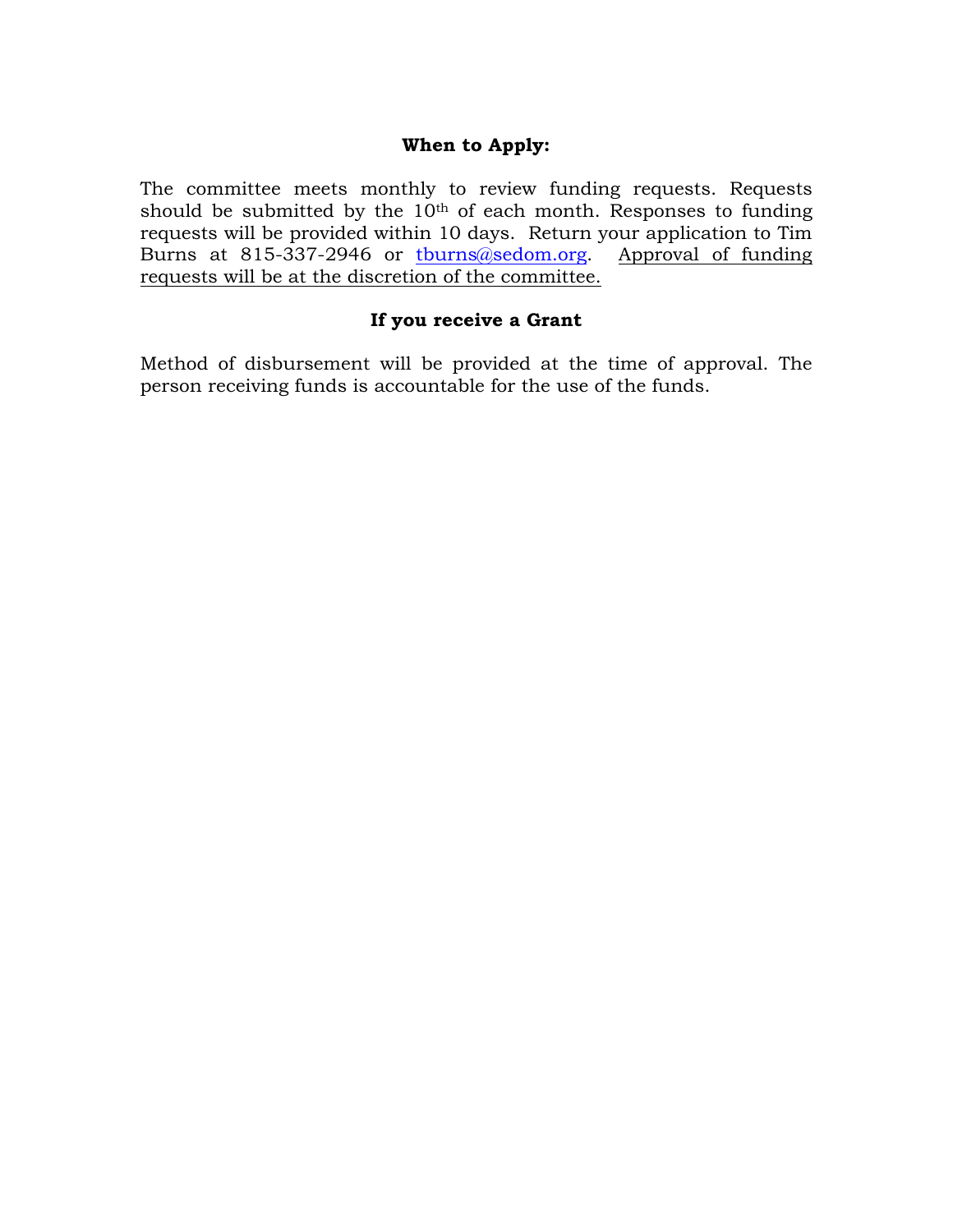## When to Apply:

The committee meets monthly to review funding requests. Requests should be submitted by the 10th of each month. Responses to funding requests will be provided within 10 days. Return your application to Tim Burns at 815-337-2946 or tburns@sedom.org. Approval of funding requests will be at the discretion of the committee.

## If you receive a Grant

Method of disbursement will be provided at the time of approval. The person receiving funds is accountable for the use of the funds.